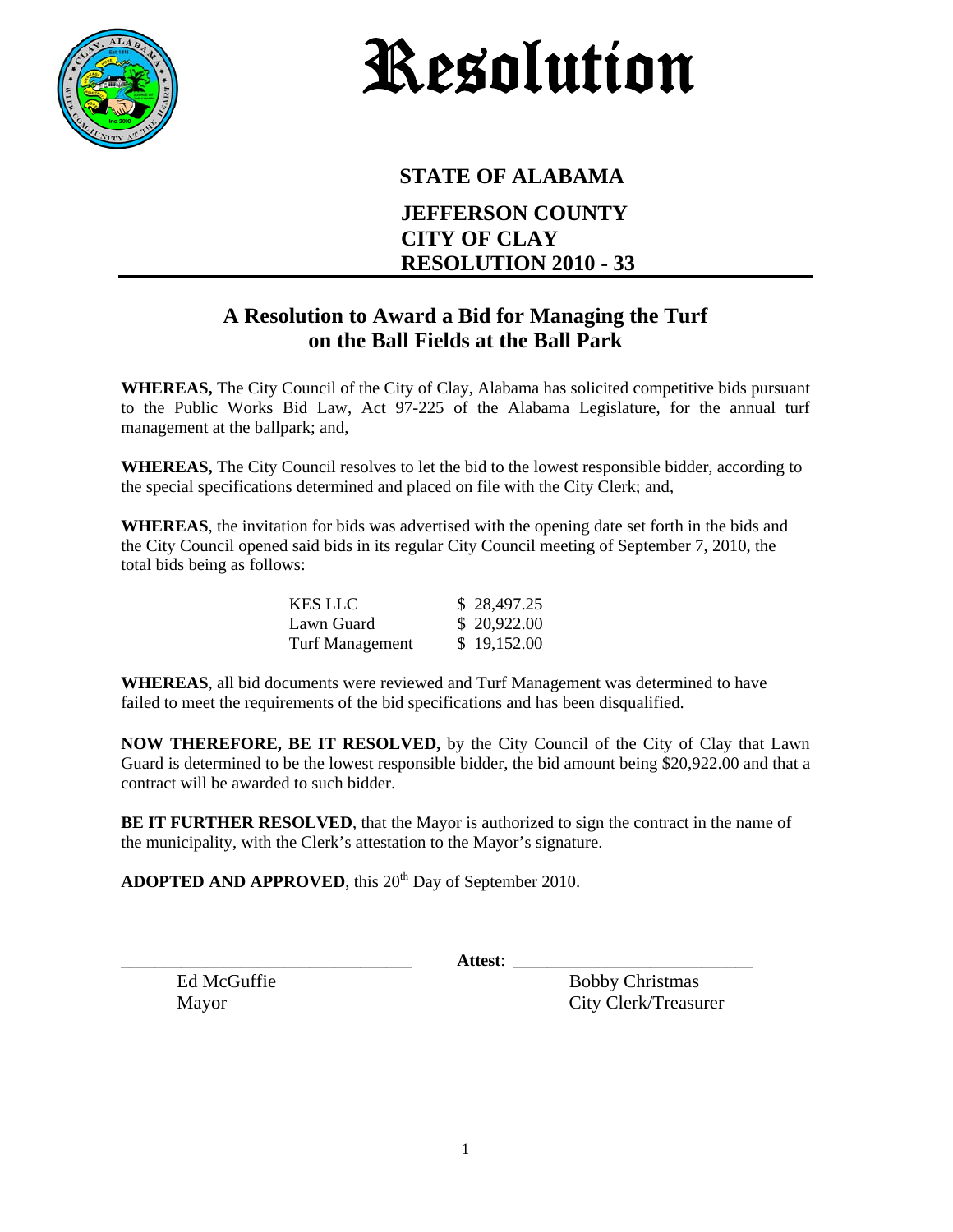# Resolution

**STATE OF ALABAMA**

**JEFFERSON COUNTY**
**CITY OF CLAY**
**RESOLUTION 2010 - 33**

## A Resolution to Award a Bid for Managing the Turf on the Ball Fields at the Ball Park

**WHEREAS,** The City Council of the City of Clay, Alabama has solicited competitive bids pursuant to the Public Works Bid Law, Act 97-225 of the Alabama Legislature, for the annual turf management at the ballpark; and,

**WHEREAS,** The City Council resolves to let the bid to the lowest responsible bidder, according to the special specifications determined and placed on file with the City Clerk; and,

**WHEREAS**, the invitation for bids was advertised with the opening date set forth in the bids and the City Council opened said bids in its regular City Council meeting of September 7, 2010, the total bids being as follows:

| | |
|---|---|
| KES LLC | $ 28,497.25 |
| Lawn Guard | $ 20,922.00 |
| Turf Management | $ 19,152.00 |

**WHEREAS**, all bid documents were reviewed and Turf Management was determined to have failed to meet the requirements of the bid specifications and has been disqualified.

**NOW THEREFORE, BE IT RESOLVED,** by the City Council of the City of Clay that Lawn Guard is determined to be the lowest responsible bidder, the bid amount being $20,922.00 and that a contract will be awarded to such bidder.

**BE IT FURTHER RESOLVED**, that the Mayor is authorized to sign the contract in the name of the municipality, with the Clerk's attestation to the Mayor's signature.

**ADOPTED AND APPROVED**, this 20th Day of September 2010.

_______________________________ **Attest**: ___________________________

Ed McGuffie
Mayor

Bobby Christmas
City Clerk/Treasurer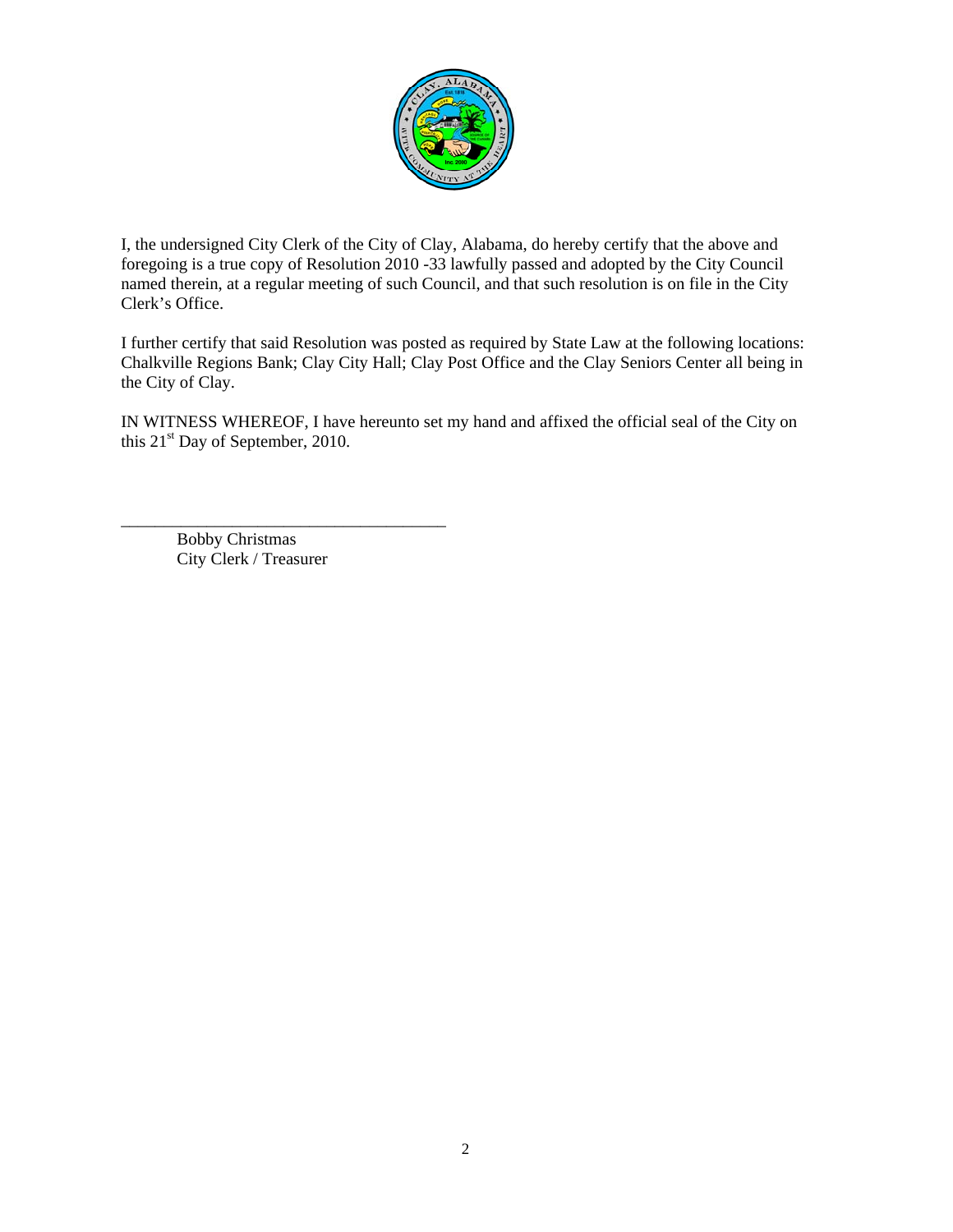I, the undersigned City Clerk of the City of Clay, Alabama, do hereby certify that the above and foregoing is a true copy of Resolution 2010 -33 lawfully passed and adopted by the City Council named therein, at a regular meeting of such Council, and that such resolution is on file in the City Clerk's Office.

I further certify that said Resolution was posted as required by State Law at the following locations: Chalkville Regions Bank; Clay City Hall; Clay Post Office and the Clay Seniors Center all being in the City of Clay.

IN WITNESS WHEREOF, I have hereunto set my hand and affixed the official seal of the City on this 21st Day of September, 2010.

\_\_\_\_\_\_\_\_\_\_\_\_\_\_\_\_\_\_\_\_\_\_\_\_\_\_\_\_\_\_\_\_\_\_\_\_\_\_\_\_

Bobby Christmas
City Clerk / Treasurer